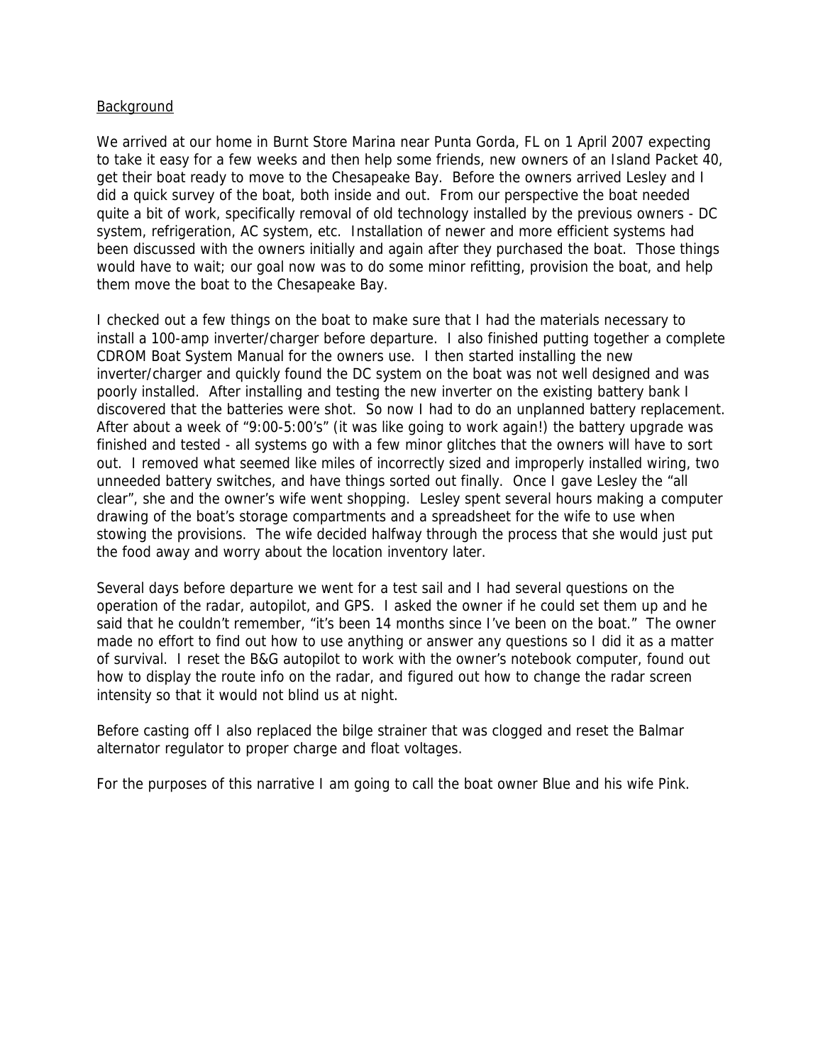<u>Background</u>

We arrived at our home in Burnt Store Marina near Punta Gorda, FL on 1 April 2007 expecting to take it easy for a few weeks and then help some friends, new owners of an Island Packet 40, get their boat ready to move to the Chesapeake Bay. Before the owners arrived Lesley and I did a quick survey of the boat, both inside and out. From our perspective the boat needed quite a bit of work, specifically removal of old technology installed by the previous owners - DC system, refrigeration, AC system, etc. Installation of newer and more efficient systems had been discussed with the owners initially and again after they purchased the boat. Those things would have to wait; our goal now was to do some minor refitting, provision the boat, and help them move the boat to the Chesapeake Bay.

I checked out a few things on the boat to make sure that I had the materials necessary to install a 100-amp inverter/charger before departure. I also finished putting together a complete CDROM Boat System Manual for the owners use. I then started installing the new inverter/charger and quickly found the DC system on the boat was not well designed and was poorly installed. After installing and testing the new inverter on the existing battery bank I discovered that the batteries were shot. So now I had to do an unplanned battery replacement. After about a week of "9:00-5:00's" (it was like going to work again!) the battery upgrade was finished and tested - all systems go with a few minor glitches that the owners will have to sort out. I removed what seemed like miles of incorrectly sized and improperly installed wiring, two unneeded battery switches, and have things sorted out finally. Once I gave Lesley the "all clear", she and the owner's wife went shopping. Lesley spent several hours making a computer drawing of the boat's storage compartments and a spreadsheet for the wife to use when stowing the provisions. The wife decided halfway through the process that she would just put the food away and worry about the location inventory later.

Several days before departure we went for a test sail and I had several questions on the operation of the radar, autopilot, and GPS. I asked the owner if he could set them up and he said that he couldn't remember, "it's been 14 months since I've been on the boat." The owner made no effort to find out how to use anything or answer any questions so I did it as a matter of survival. I reset the B&G autopilot to work with the owner's notebook computer, found out how to display the route info on the radar, and figured out how to change the radar screen intensity so that it would not blind us at night.

Before casting off I also replaced the bilge strainer that was clogged and reset the Balmar alternator regulator to proper charge and float voltages.

For the purposes of this narrative I am going to call the boat owner Blue and his wife Pink.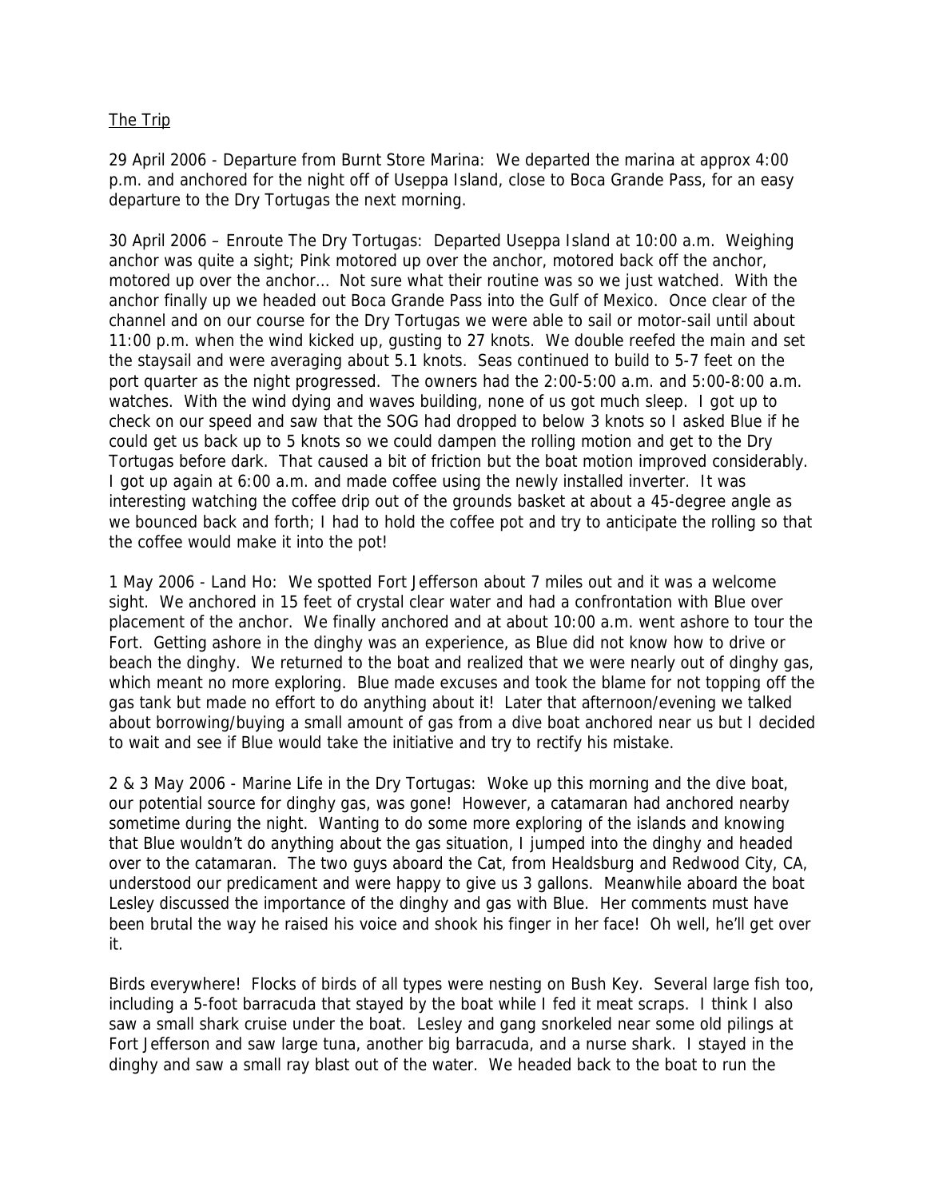<u>The Trip</u>

29 April 2006 - Departure from Burnt Store Marina: We departed the marina at approx 4:00 p.m. and anchored for the night off of Useppa Island, close to Boca Grande Pass, for an easy departure to the Dry Tortugas the next morning.

30 April 2006 – Enroute The Dry Tortugas: Departed Useppa Island at 10:00 a.m. Weighing anchor was quite a sight; Pink motored up over the anchor, motored back off the anchor, motored up over the anchor… Not sure what their routine was so we just watched. With the anchor finally up we headed out Boca Grande Pass into the Gulf of Mexico. Once clear of the channel and on our course for the Dry Tortugas we were able to sail or motor-sail until about 11:00 p.m. when the wind kicked up, gusting to 27 knots. We double reefed the main and set the staysail and were averaging about 5.1 knots. Seas continued to build to 5-7 feet on the port quarter as the night progressed. The owners had the 2:00-5:00 a.m. and 5:00-8:00 a.m. watches. With the wind dying and waves building, none of us got much sleep. I got up to check on our speed and saw that the SOG had dropped to below 3 knots so I asked Blue if he could get us back up to 5 knots so we could dampen the rolling motion and get to the Dry Tortugas before dark. That caused a bit of friction but the boat motion improved considerably. I got up again at 6:00 a.m. and made coffee using the newly installed inverter. It was interesting watching the coffee drip out of the grounds basket at about a 45-degree angle as we bounced back and forth; I had to hold the coffee pot and try to anticipate the rolling so that the coffee would make it into the pot!

1 May 2006 - Land Ho: We spotted Fort Jefferson about 7 miles out and it was a welcome sight. We anchored in 15 feet of crystal clear water and had a confrontation with Blue over placement of the anchor. We finally anchored and at about 10:00 a.m. went ashore to tour the Fort. Getting ashore in the dinghy was an experience, as Blue did not know how to drive or beach the dinghy. We returned to the boat and realized that we were nearly out of dinghy gas, which meant no more exploring. Blue made excuses and took the blame for not topping off the gas tank but made no effort to do anything about it! Later that afternoon/evening we talked about borrowing/buying a small amount of gas from a dive boat anchored near us but I decided to wait and see if Blue would take the initiative and try to rectify his mistake.

2 & 3 May 2006 - Marine Life in the Dry Tortugas: Woke up this morning and the dive boat, our potential source for dinghy gas, was gone! However, a catamaran had anchored nearby sometime during the night. Wanting to do some more exploring of the islands and knowing that Blue wouldn't do anything about the gas situation, I jumped into the dinghy and headed over to the catamaran. The two guys aboard the Cat, from Healdsburg and Redwood City, CA, understood our predicament and were happy to give us 3 gallons. Meanwhile aboard the boat Lesley discussed the importance of the dinghy and gas with Blue. Her comments must have been brutal the way he raised his voice and shook his finger in her face! Oh well, he'll get over it.

Birds everywhere! Flocks of birds of all types were nesting on Bush Key. Several large fish too, including a 5-foot barracuda that stayed by the boat while I fed it meat scraps. I think I also saw a small shark cruise under the boat. Lesley and gang snorkeled near some old pilings at Fort Jefferson and saw large tuna, another big barracuda, and a nurse shark. I stayed in the dinghy and saw a small ray blast out of the water. We headed back to the boat to run the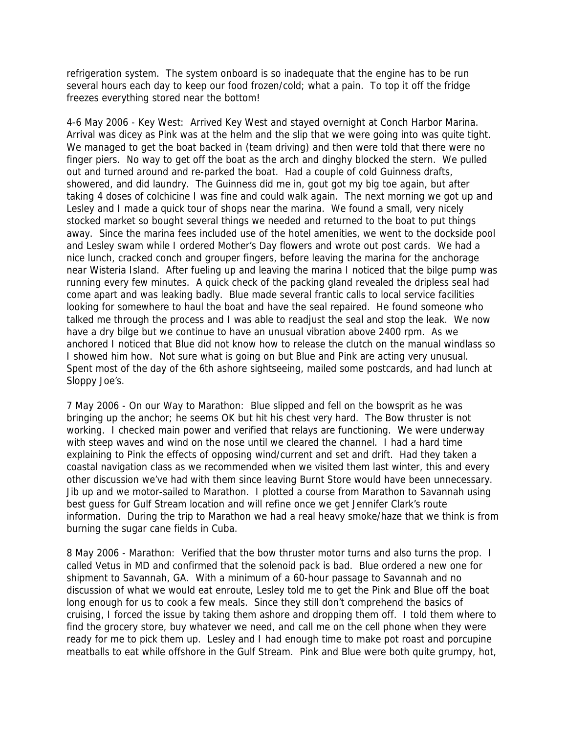refrigeration system. The system onboard is so inadequate that the engine has to be run several hours each day to keep our food frozen/cold; what a pain. To top it off the fridge freezes everything stored near the bottom!

4-6 May 2006 - Key West: Arrived Key West and stayed overnight at Conch Harbor Marina. Arrival was dicey as Pink was at the helm and the slip that we were going into was quite tight. We managed to get the boat backed in (team driving) and then were told that there were no finger piers. No way to get off the boat as the arch and dinghy blocked the stern. We pulled out and turned around and re-parked the boat. Had a couple of cold Guinness drafts, showered, and did laundry. The Guinness did me in, gout got my big toe again, but after taking 4 doses of colchicine I was fine and could walk again. The next morning we got up and Lesley and I made a quick tour of shops near the marina. We found a small, very nicely stocked market so bought several things we needed and returned to the boat to put things away. Since the marina fees included use of the hotel amenities, we went to the dockside pool and Lesley swam while I ordered Mother's Day flowers and wrote out post cards. We had a nice lunch, cracked conch and grouper fingers, before leaving the marina for the anchorage near Wisteria Island. After fueling up and leaving the marina I noticed that the bilge pump was running every few minutes. A quick check of the packing gland revealed the dripless seal had come apart and was leaking badly. Blue made several frantic calls to local service facilities looking for somewhere to haul the boat and have the seal repaired. He found someone who talked me through the process and I was able to readjust the seal and stop the leak. We now have a dry bilge but we continue to have an unusual vibration above 2400 rpm. As we anchored I noticed that Blue did not know how to release the clutch on the manual windlass so I showed him how. Not sure what is going on but Blue and Pink are acting very unusual. Spent most of the day of the 6th ashore sightseeing, mailed some postcards, and had lunch at Sloppy Joe's.

7 May 2006 - On our Way to Marathon: Blue slipped and fell on the bowsprit as he was bringing up the anchor; he seems OK but hit his chest very hard. The Bow thruster is not working. I checked main power and verified that relays are functioning. We were underway with steep waves and wind on the nose until we cleared the channel. I had a hard time explaining to Pink the effects of opposing wind/current and set and drift. Had they taken a coastal navigation class as we recommended when we visited them last winter, this and every other discussion we've had with them since leaving Burnt Store would have been unnecessary. Jib up and we motor-sailed to Marathon. I plotted a course from Marathon to Savannah using best guess for Gulf Stream location and will refine once we get Jennifer Clark's route information. During the trip to Marathon we had a real heavy smoke/haze that we think is from burning the sugar cane fields in Cuba.

8 May 2006 - Marathon: Verified that the bow thruster motor turns and also turns the prop. I called Vetus in MD and confirmed that the solenoid pack is bad. Blue ordered a new one for shipment to Savannah, GA. With a minimum of a 60-hour passage to Savannah and no discussion of what we would eat enroute, Lesley told me to get the Pink and Blue off the boat long enough for us to cook a few meals. Since they still don't comprehend the basics of cruising, I forced the issue by taking them ashore and dropping them off. I told them where to find the grocery store, buy whatever we need, and call me on the cell phone when they were ready for me to pick them up. Lesley and I had enough time to make pot roast and porcupine meatballs to eat while offshore in the Gulf Stream. Pink and Blue were both quite grumpy, hot,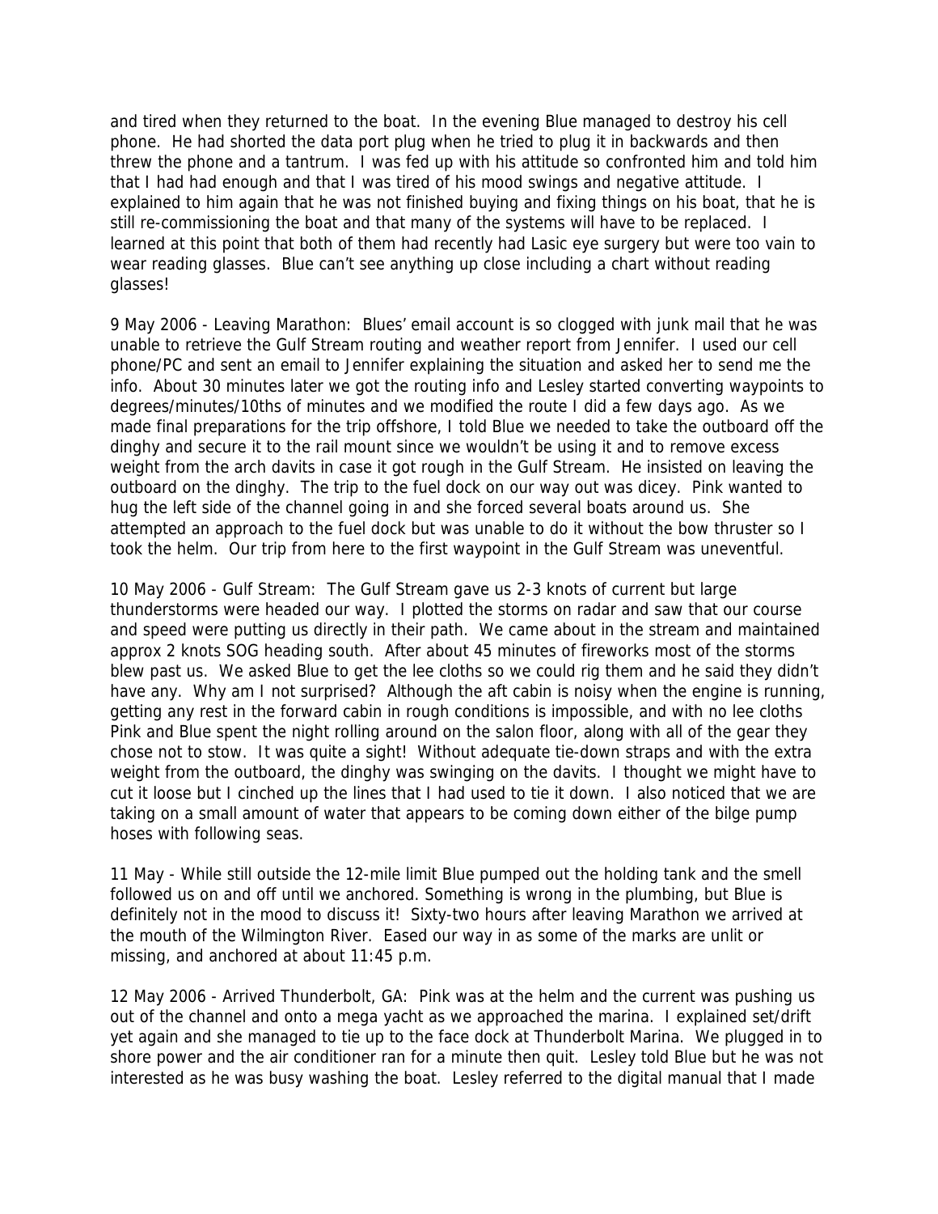and tired when they returned to the boat. In the evening Blue managed to destroy his cell phone. He had shorted the data port plug when he tried to plug it in backwards and then threw the phone and a tantrum. I was fed up with his attitude so confronted him and told him that I had had enough and that I was tired of his mood swings and negative attitude. I explained to him again that he was not finished buying and fixing things on his boat, that he is still re-commissioning the boat and that many of the systems will have to be replaced. I learned at this point that both of them had recently had Lasic eye surgery but were too vain to wear reading glasses. Blue can't see anything up close including a chart without reading glasses!

9 May 2006 - Leaving Marathon: Blues' email account is so clogged with junk mail that he was unable to retrieve the Gulf Stream routing and weather report from Jennifer. I used our cell phone/PC and sent an email to Jennifer explaining the situation and asked her to send me the info. About 30 minutes later we got the routing info and Lesley started converting waypoints to degrees/minutes/10ths of minutes and we modified the route I did a few days ago. As we made final preparations for the trip offshore, I told Blue we needed to take the outboard off the dinghy and secure it to the rail mount since we wouldn't be using it and to remove excess weight from the arch davits in case it got rough in the Gulf Stream. He insisted on leaving the outboard on the dinghy. The trip to the fuel dock on our way out was dicey. Pink wanted to hug the left side of the channel going in and she forced several boats around us. She attempted an approach to the fuel dock but was unable to do it without the bow thruster so I took the helm. Our trip from here to the first waypoint in the Gulf Stream was uneventful.

10 May 2006 - Gulf Stream: The Gulf Stream gave us 2-3 knots of current but large thunderstorms were headed our way. I plotted the storms on radar and saw that our course and speed were putting us directly in their path. We came about in the stream and maintained approx 2 knots SOG heading south. After about 45 minutes of fireworks most of the storms blew past us. We asked Blue to get the lee cloths so we could rig them and he said they didn't have any. Why am I not surprised? Although the aft cabin is noisy when the engine is running, getting any rest in the forward cabin in rough conditions is impossible, and with no lee cloths Pink and Blue spent the night rolling around on the salon floor, along with all of the gear they chose not to stow. It was quite a sight! Without adequate tie-down straps and with the extra weight from the outboard, the dinghy was swinging on the davits. I thought we might have to cut it loose but I cinched up the lines that I had used to tie it down. I also noticed that we are taking on a small amount of water that appears to be coming down either of the bilge pump hoses with following seas.

11 May - While still outside the 12-mile limit Blue pumped out the holding tank and the smell followed us on and off until we anchored. Something is wrong in the plumbing, but Blue is definitely not in the mood to discuss it! Sixty-two hours after leaving Marathon we arrived at the mouth of the Wilmington River. Eased our way in as some of the marks are unlit or missing, and anchored at about 11:45 p.m.

12 May 2006 - Arrived Thunderbolt, GA: Pink was at the helm and the current was pushing us out of the channel and onto a mega yacht as we approached the marina. I explained set/drift yet again and she managed to tie up to the face dock at Thunderbolt Marina. We plugged in to shore power and the air conditioner ran for a minute then quit. Lesley told Blue but he was not interested as he was busy washing the boat. Lesley referred to the digital manual that I made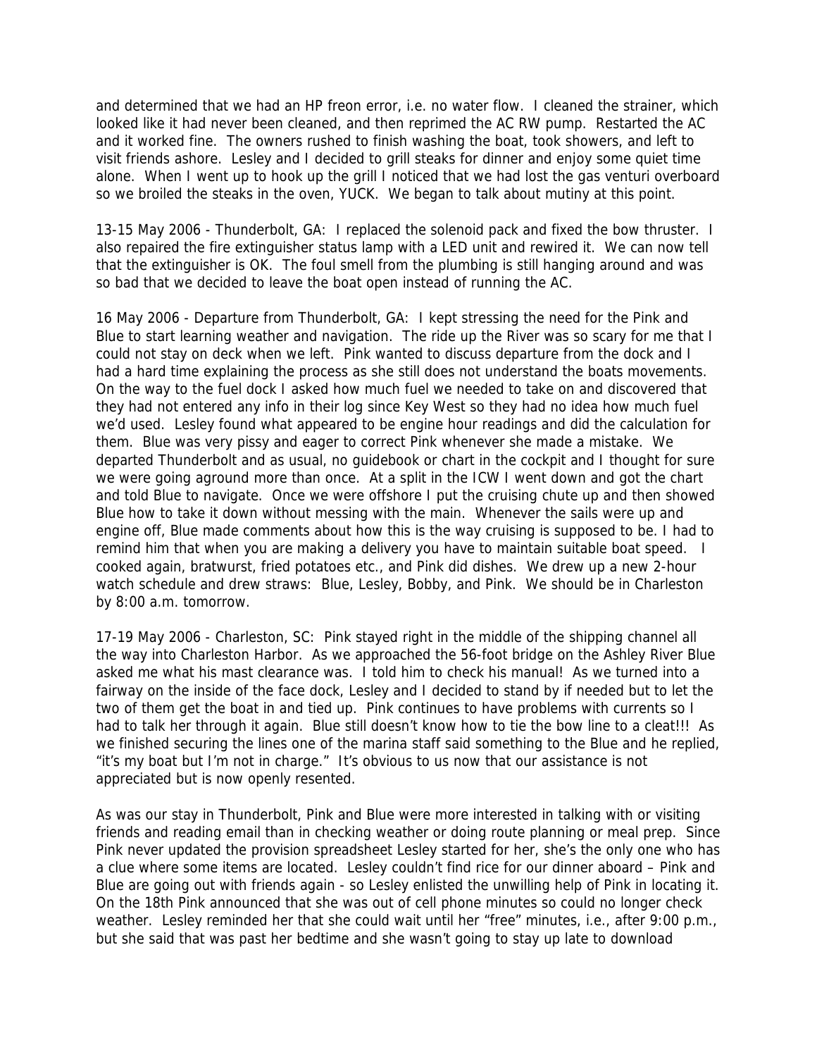and determined that we had an HP freon error, i.e. no water flow. I cleaned the strainer, which looked like it had never been cleaned, and then reprimed the AC RW pump. Restarted the AC and it worked fine. The owners rushed to finish washing the boat, took showers, and left to visit friends ashore. Lesley and I decided to grill steaks for dinner and enjoy some quiet time alone. When I went up to hook up the grill I noticed that we had lost the gas venturi overboard so we broiled the steaks in the oven, YUCK. We began to talk about mutiny at this point.

13-15 May 2006 - Thunderbolt, GA: I replaced the solenoid pack and fixed the bow thruster. I also repaired the fire extinguisher status lamp with a LED unit and rewired it. We can now tell that the extinguisher is OK. The foul smell from the plumbing is still hanging around and was so bad that we decided to leave the boat open instead of running the AC.

16 May 2006 - Departure from Thunderbolt, GA: I kept stressing the need for the Pink and Blue to start learning weather and navigation. The ride up the River was so scary for me that I could not stay on deck when we left. Pink wanted to discuss departure from the dock and I had a hard time explaining the process as she still does not understand the boats movements. On the way to the fuel dock I asked how much fuel we needed to take on and discovered that they had not entered any info in their log since Key West so they had no idea how much fuel we'd used. Lesley found what appeared to be engine hour readings and did the calculation for them. Blue was very pissy and eager to correct Pink whenever she made a mistake. We departed Thunderbolt and as usual, no guidebook or chart in the cockpit and I thought for sure we were going aground more than once. At a split in the ICW I went down and got the chart and told Blue to navigate. Once we were offshore I put the cruising chute up and then showed Blue how to take it down without messing with the main. Whenever the sails were up and engine off, Blue made comments about how this is the way cruising is supposed to be. I had to remind him that when you are making a delivery you have to maintain suitable boat speed. I cooked again, bratwurst, fried potatoes etc., and Pink did dishes. We drew up a new 2-hour watch schedule and drew straws: Blue, Lesley, Bobby, and Pink. We should be in Charleston by 8:00 a.m. tomorrow.

17-19 May 2006 - Charleston, SC: Pink stayed right in the middle of the shipping channel all the way into Charleston Harbor. As we approached the 56-foot bridge on the Ashley River Blue asked me what his mast clearance was. I told him to check his manual! As we turned into a fairway on the inside of the face dock, Lesley and I decided to stand by if needed but to let the two of them get the boat in and tied up. Pink continues to have problems with currents so I had to talk her through it again. Blue still doesn't know how to tie the bow line to a cleat!!! As we finished securing the lines one of the marina staff said something to the Blue and he replied, "it's my boat but I'm not in charge." It's obvious to us now that our assistance is not appreciated but is now openly resented.

As was our stay in Thunderbolt, Pink and Blue were more interested in talking with or visiting friends and reading email than in checking weather or doing route planning or meal prep. Since Pink never updated the provision spreadsheet Lesley started for her, she's the only one who has a clue where some items are located. Lesley couldn't find rice for our dinner aboard – Pink and Blue are going out with friends again - so Lesley enlisted the unwilling help of Pink in locating it. On the 18th Pink announced that she was out of cell phone minutes so could no longer check weather. Lesley reminded her that she could wait until her "free" minutes, i.e., after 9:00 p.m., but she said that was past her bedtime and she wasn't going to stay up late to download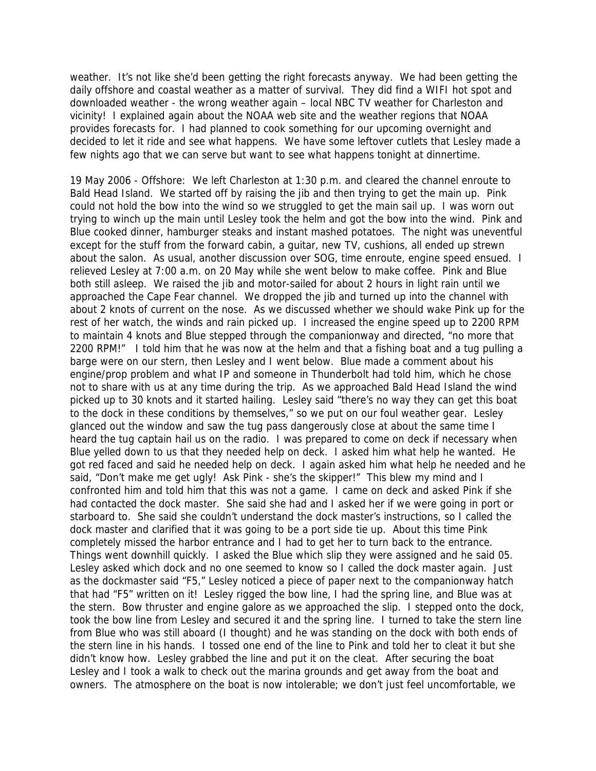weather. It's not like she'd been getting the right forecasts anyway. We had been getting the daily offshore and coastal weather as a matter of survival. They did find a WIFI hot spot and downloaded weather - the wrong weather again – local NBC TV weather for Charleston and vicinity! I explained again about the NOAA web site and the weather regions that NOAA provides forecasts for. I had planned to cook something for our upcoming overnight and decided to let it ride and see what happens. We have some leftover cutlets that Lesley made a few nights ago that we can serve but want to see what happens tonight at dinnertime.

19 May 2006 - Offshore: We left Charleston at 1:30 p.m. and cleared the channel enroute to Bald Head Island. We started off by raising the jib and then trying to get the main up. Pink could not hold the bow into the wind so we struggled to get the main sail up. I was worn out trying to winch up the main until Lesley took the helm and got the bow into the wind. Pink and Blue cooked dinner, hamburger steaks and instant mashed potatoes. The night was uneventful except for the stuff from the forward cabin, a guitar, new TV, cushions, all ended up strewn about the salon. As usual, another discussion over SOG, time enroute, engine speed ensued. I relieved Lesley at 7:00 a.m. on 20 May while she went below to make coffee. Pink and Blue both still asleep. We raised the jib and motor-sailed for about 2 hours in light rain until we approached the Cape Fear channel. We dropped the jib and turned up into the channel with about 2 knots of current on the nose. As we discussed whether we should wake Pink up for the rest of her watch, the winds and rain picked up. I increased the engine speed up to 2200 RPM to maintain 4 knots and Blue stepped through the companionway and directed, "no more that 2200 RPM!" I told him that he was now at the helm and that a fishing boat and a tug pulling a barge were on our stern, then Lesley and I went below. Blue made a comment about his engine/prop problem and what IP and someone in Thunderbolt had told him, which he chose not to share with us at any time during the trip. As we approached Bald Head Island the wind picked up to 30 knots and it started hailing. Lesley said "there's no way they can get this boat to the dock in these conditions by themselves," so we put on our foul weather gear. Lesley glanced out the window and saw the tug pass dangerously close at about the same time I heard the tug captain hail us on the radio. I was prepared to come on deck if necessary when Blue yelled down to us that they needed help on deck. I asked him what help he wanted. He got red faced and said he needed help on deck. I again asked him what help he needed and he said, "Don't make me get ugly! Ask Pink - she's the skipper!" This blew my mind and I confronted him and told him that this was not a game. I came on deck and asked Pink if she had contacted the dock master. She said she had and I asked her if we were going in port or starboard to. She said she couldn't understand the dock master's instructions, so I called the dock master and clarified that it was going to be a port side tie up. About this time Pink completely missed the harbor entrance and I had to get her to turn back to the entrance. Things went downhill quickly. I asked the Blue which slip they were assigned and he said 05. Lesley asked which dock and no one seemed to know so I called the dock master again. Just as the dockmaster said "F5," Lesley noticed a piece of paper next to the companionway hatch that had "F5" written on it! Lesley rigged the bow line, I had the spring line, and Blue was at the stern. Bow thruster and engine galore as we approached the slip. I stepped onto the dock, took the bow line from Lesley and secured it and the spring line. I turned to take the stern line from Blue who was still aboard (I thought) and he was standing on the dock with both ends of the stern line in his hands. I tossed one end of the line to Pink and told her to cleat it but she didn't know how. Lesley grabbed the line and put it on the cleat. After securing the boat Lesley and I took a walk to check out the marina grounds and get away from the boat and owners. The atmosphere on the boat is now intolerable; we don't just feel uncomfortable, we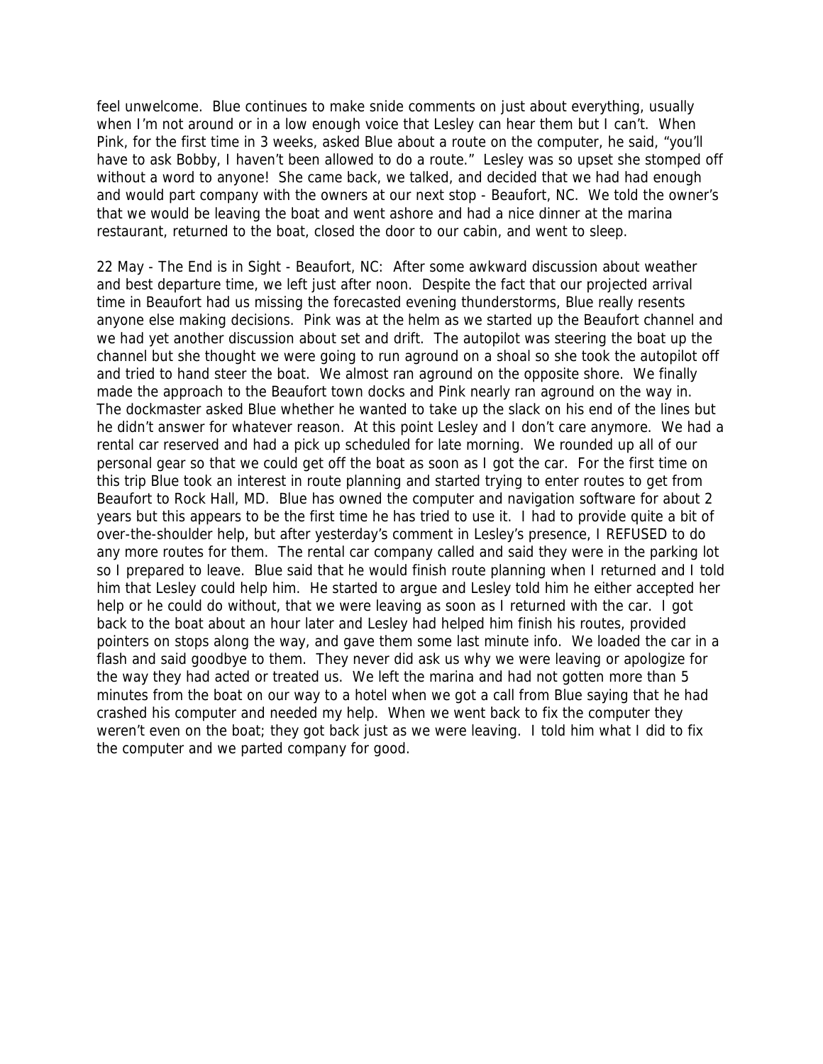feel unwelcome. Blue continues to make snide comments on just about everything, usually when I'm not around or in a low enough voice that Lesley can hear them but I can't. When Pink, for the first time in 3 weeks, asked Blue about a route on the computer, he said, "you'll have to ask Bobby, I haven't been allowed to do a route." Lesley was so upset she stomped off without a word to anyone! She came back, we talked, and decided that we had had enough and would part company with the owners at our next stop - Beaufort, NC. We told the owner's that we would be leaving the boat and went ashore and had a nice dinner at the marina restaurant, returned to the boat, closed the door to our cabin, and went to sleep.

22 May - The End is in Sight - Beaufort, NC: After some awkward discussion about weather and best departure time, we left just after noon. Despite the fact that our projected arrival time in Beaufort had us missing the forecasted evening thunderstorms, Blue really resents anyone else making decisions. Pink was at the helm as we started up the Beaufort channel and we had yet another discussion about set and drift. The autopilot was steering the boat up the channel but she thought we were going to run aground on a shoal so she took the autopilot off and tried to hand steer the boat. We almost ran aground on the opposite shore. We finally made the approach to the Beaufort town docks and Pink nearly ran aground on the way in. The dockmaster asked Blue whether he wanted to take up the slack on his end of the lines but he didn't answer for whatever reason. At this point Lesley and I don't care anymore. We had a rental car reserved and had a pick up scheduled for late morning. We rounded up all of our personal gear so that we could get off the boat as soon as I got the car. For the first time on this trip Blue took an interest in route planning and started trying to enter routes to get from Beaufort to Rock Hall, MD. Blue has owned the computer and navigation software for about 2 years but this appears to be the first time he has tried to use it. I had to provide quite a bit of over-the-shoulder help, but after yesterday's comment in Lesley's presence, I REFUSED to do any more routes for them. The rental car company called and said they were in the parking lot so I prepared to leave. Blue said that he would finish route planning when I returned and I told him that Lesley could help him. He started to argue and Lesley told him he either accepted her help or he could do without, that we were leaving as soon as I returned with the car. I got back to the boat about an hour later and Lesley had helped him finish his routes, provided pointers on stops along the way, and gave them some last minute info. We loaded the car in a flash and said goodbye to them. They never did ask us why we were leaving or apologize for the way they had acted or treated us. We left the marina and had not gotten more than 5 minutes from the boat on our way to a hotel when we got a call from Blue saying that he had crashed his computer and needed my help. When we went back to fix the computer they weren't even on the boat; they got back just as we were leaving. I told him what I did to fix the computer and we parted company for good.